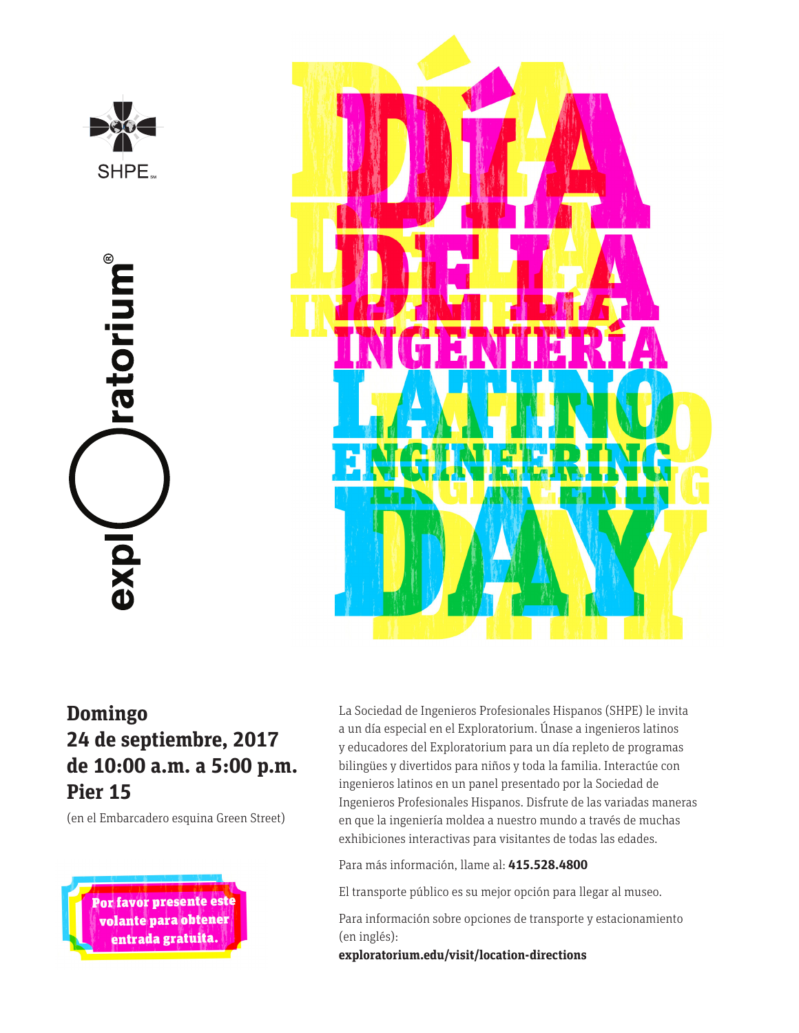SHPE

exploratorium

# DÍA DE LA INGENIERÍA LATINO

# ENGINEERING DAY

**Domingo**
**24 de septiembre, 2017**
**de 10:00 a.m. a 5:00 p.m.**
**Pier 15**

(en el Embarcadero esquina Green Street)

**Por favor presente este volante para obtener entrada gratuita.**

La Sociedad de Ingenieros Profesionales Hispanos (SHPE) le invita a un día especial en el Exploratorium. Únase a ingenieros latinos y educadores del Exploratorium para un día repleto de programas bilingües y divertidos para niños y toda la familia. Interactúe con ingenieros latinos en un panel presentado por la Sociedad de Ingenieros Profesionales Hispanos. Disfrute de las variadas maneras en que la ingeniería moldea a nuestro mundo a través de muchas exhibiciones interactivas para visitantes de todas las edades.

Para más información, llame al: **415.528.4800**

El transporte público es su mejor opción para llegar al museo.

Para información sobre opciones de transporte y estacionamiento (en inglés):
**exploratorium.edu/visit/location-directions**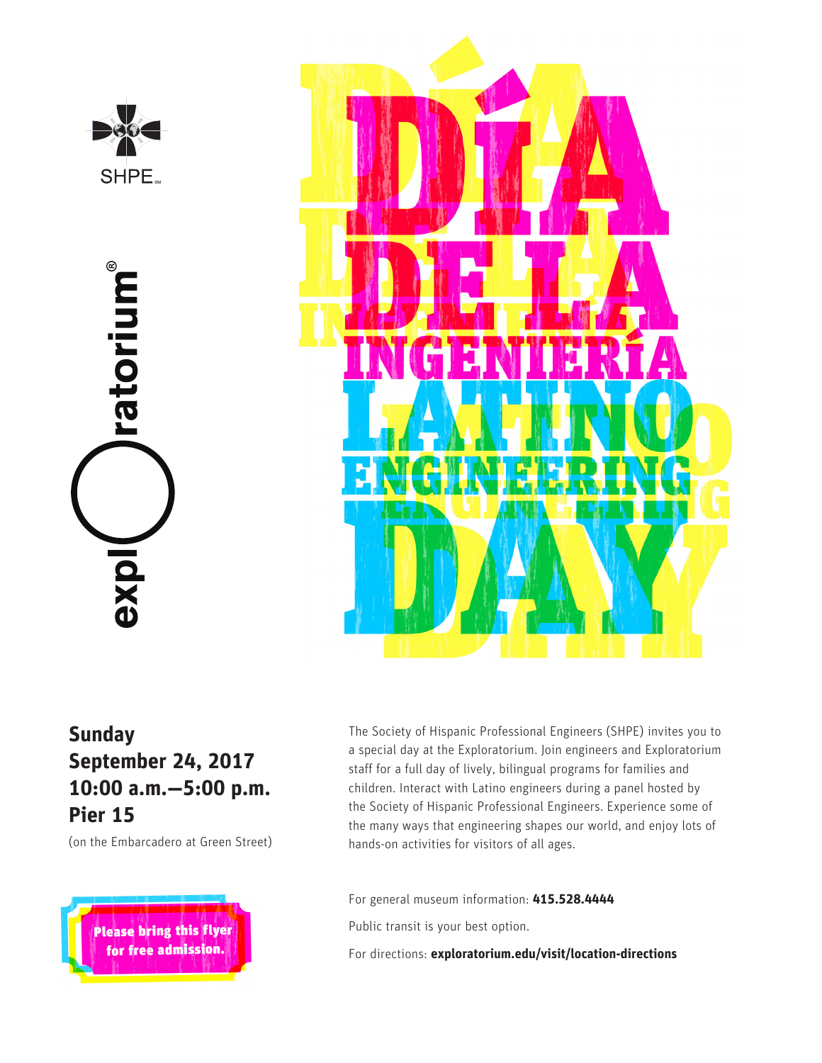SHPE

exploratorium®

# DÍA DE LA INGENIERÍA LATINO ENGINEERING DAY

**Sunday**
**September 24, 2017**
**10:00 a.m.–5:00 p.m.**
**Pier 15**

(on the Embarcadero at Green Street)

**Please bring this flyer for free admission.**

The Society of Hispanic Professional Engineers (SHPE) invites you to a special day at the Exploratorium. Join engineers and Exploratorium staff for a full day of lively, bilingual programs for families and children. Interact with Latino engineers during a panel hosted by the Society of Hispanic Professional Engineers. Experience some of the many ways that engineering shapes our world, and enjoy lots of hands-on activities for visitors of all ages.

For general museum information: **415.528.4444**

Public transit is your best option.

For directions: **exploratorium.edu/visit/location-directions**